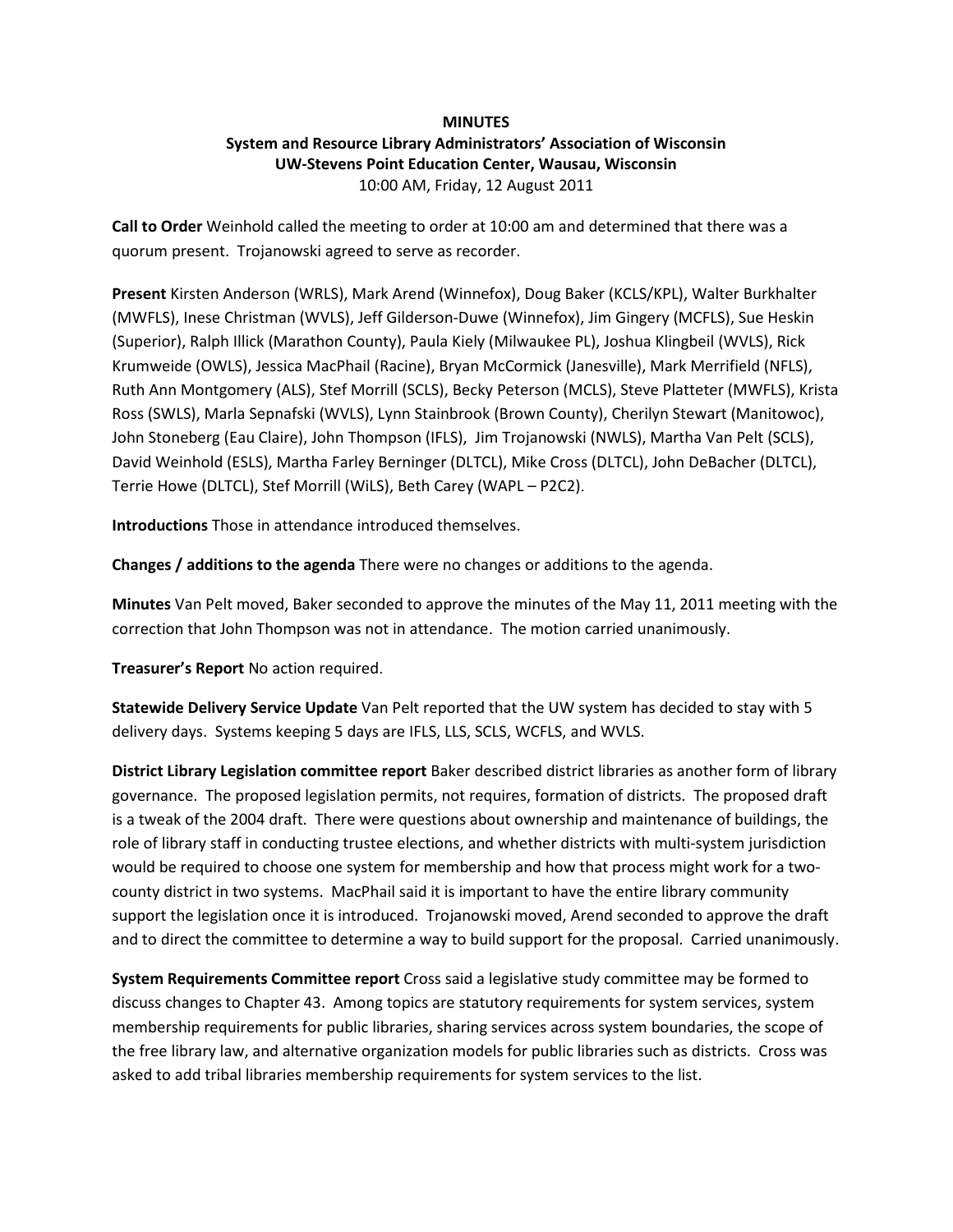**MINUTES**

**System and Resource Library Administrators' Association of Wisconsin**

**UW-Stevens Point Education Center, Wausau, Wisconsin**

10:00 AM, Friday, 12 August 2011

**Call to Order** Weinhold called the meeting to order at 10:00 am and determined that there was a quorum present. Trojanowski agreed to serve as recorder.

**Present** Kirsten Anderson (WRLS), Mark Arend (Winnefox), Doug Baker (KCLS/KPL), Walter Burkhalter (MWFLS), Inese Christman (WVLS), Jeff Gilderson-Duwe (Winnefox), Jim Gingery (MCFLS), Sue Heskin (Superior), Ralph Illick (Marathon County), Paula Kiely (Milwaukee PL), Joshua Klingbeil (WVLS), Rick Krumweide (OWLS), Jessica MacPhail (Racine), Bryan McCormick (Janesville), Mark Merrifield (NFLS), Ruth Ann Montgomery (ALS), Stef Morrill (SCLS), Becky Peterson (MCLS), Steve Platteter (MWFLS), Krista Ross (SWLS), Marla Sepnafski (WVLS), Lynn Stainbrook (Brown County), Cherilyn Stewart (Manitowoc), John Stoneberg (Eau Claire), John Thompson (IFLS), Jim Trojanowski (NWLS), Martha Van Pelt (SCLS), David Weinhold (ESLS), Martha Farley Berninger (DLTCL), Mike Cross (DLTCL), John DeBacher (DLTCL), Terrie Howe (DLTCL), Stef Morrill (WiLS), Beth Carey (WAPL – P2C2).

**Introductions** Those in attendance introduced themselves.

**Changes / additions to the agenda** There were no changes or additions to the agenda.

**Minutes** Van Pelt moved, Baker seconded to approve the minutes of the May 11, 2011 meeting with the correction that John Thompson was not in attendance. The motion carried unanimously.

**Treasurer's Report** No action required.

**Statewide Delivery Service Update** Van Pelt reported that the UW system has decided to stay with 5 delivery days. Systems keeping 5 days are IFLS, LLS, SCLS, WCFLS, and WVLS.

**District Library Legislation committee report** Baker described district libraries as another form of library governance. The proposed legislation permits, not requires, formation of districts. The proposed draft is a tweak of the 2004 draft. There were questions about ownership and maintenance of buildings, the role of library staff in conducting trustee elections, and whether districts with multi-system jurisdiction would be required to choose one system for membership and how that process might work for a two-county district in two systems. MacPhail said it is important to have the entire library community support the legislation once it is introduced. Trojanowski moved, Arend seconded to approve the draft and to direct the committee to determine a way to build support for the proposal. Carried unanimously.

**System Requirements Committee report** Cross said a legislative study committee may be formed to discuss changes to Chapter 43. Among topics are statutory requirements for system services, system membership requirements for public libraries, sharing services across system boundaries, the scope of the free library law, and alternative organization models for public libraries such as districts. Cross was asked to add tribal libraries membership requirements for system services to the list.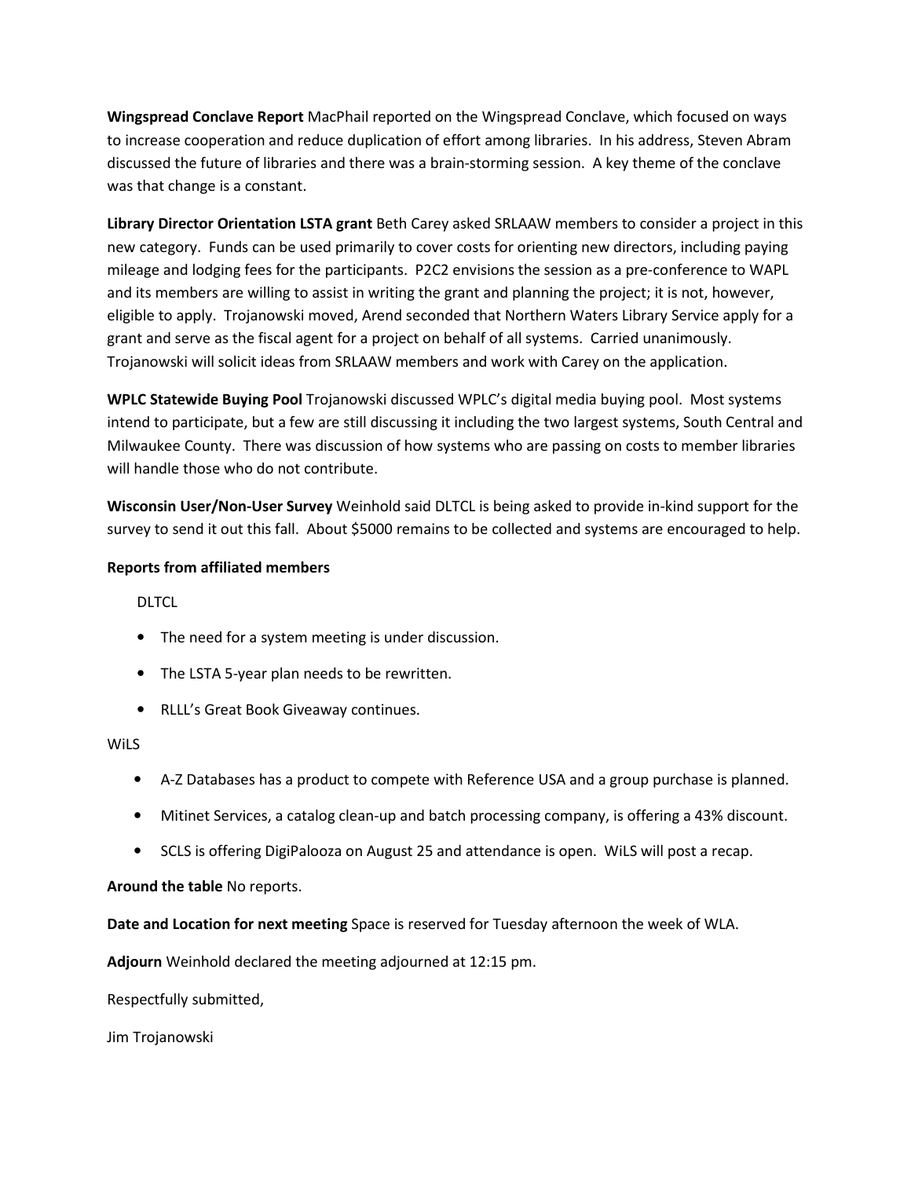**Wingspread Conclave Report** MacPhail reported on the Wingspread Conclave, which focused on ways to increase cooperation and reduce duplication of effort among libraries. In his address, Steven Abram discussed the future of libraries and there was a brain-storming session. A key theme of the conclave was that change is a constant.

**Library Director Orientation LSTA grant** Beth Carey asked SRLAAW members to consider a project in this new category. Funds can be used primarily to cover costs for orienting new directors, including paying mileage and lodging fees for the participants. P2C2 envisions the session as a pre-conference to WAPL and its members are willing to assist in writing the grant and planning the project; it is not, however, eligible to apply. Trojanowski moved, Arend seconded that Northern Waters Library Service apply for a grant and serve as the fiscal agent for a project on behalf of all systems. Carried unanimously. Trojanowski will solicit ideas from SRLAAW members and work with Carey on the application.

**WPLC Statewide Buying Pool** Trojanowski discussed WPLC's digital media buying pool. Most systems intend to participate, but a few are still discussing it including the two largest systems, South Central and Milwaukee County. There was discussion of how systems who are passing on costs to member libraries will handle those who do not contribute.

**Wisconsin User/Non-User Survey** Weinhold said DLTCL is being asked to provide in-kind support for the survey to send it out this fall. About $5000 remains to be collected and systems are encouraged to help.

**Reports from affiliated members**

DLTCL

- The need for a system meeting is under discussion.
- The LSTA 5-year plan needs to be rewritten.
- RLLL's Great Book Giveaway continues.

WiLS

- A-Z Databases has a product to compete with Reference USA and a group purchase is planned.
- Mitinet Services, a catalog clean-up and batch processing company, is offering a 43% discount.
- SCLS is offering DigiPalooza on August 25 and attendance is open. WiLS will post a recap.

**Around the table** No reports.

**Date and Location for next meeting** Space is reserved for Tuesday afternoon the week of WLA.

**Adjourn** Weinhold declared the meeting adjourned at 12:15 pm.

Respectfully submitted,

Jim Trojanowski